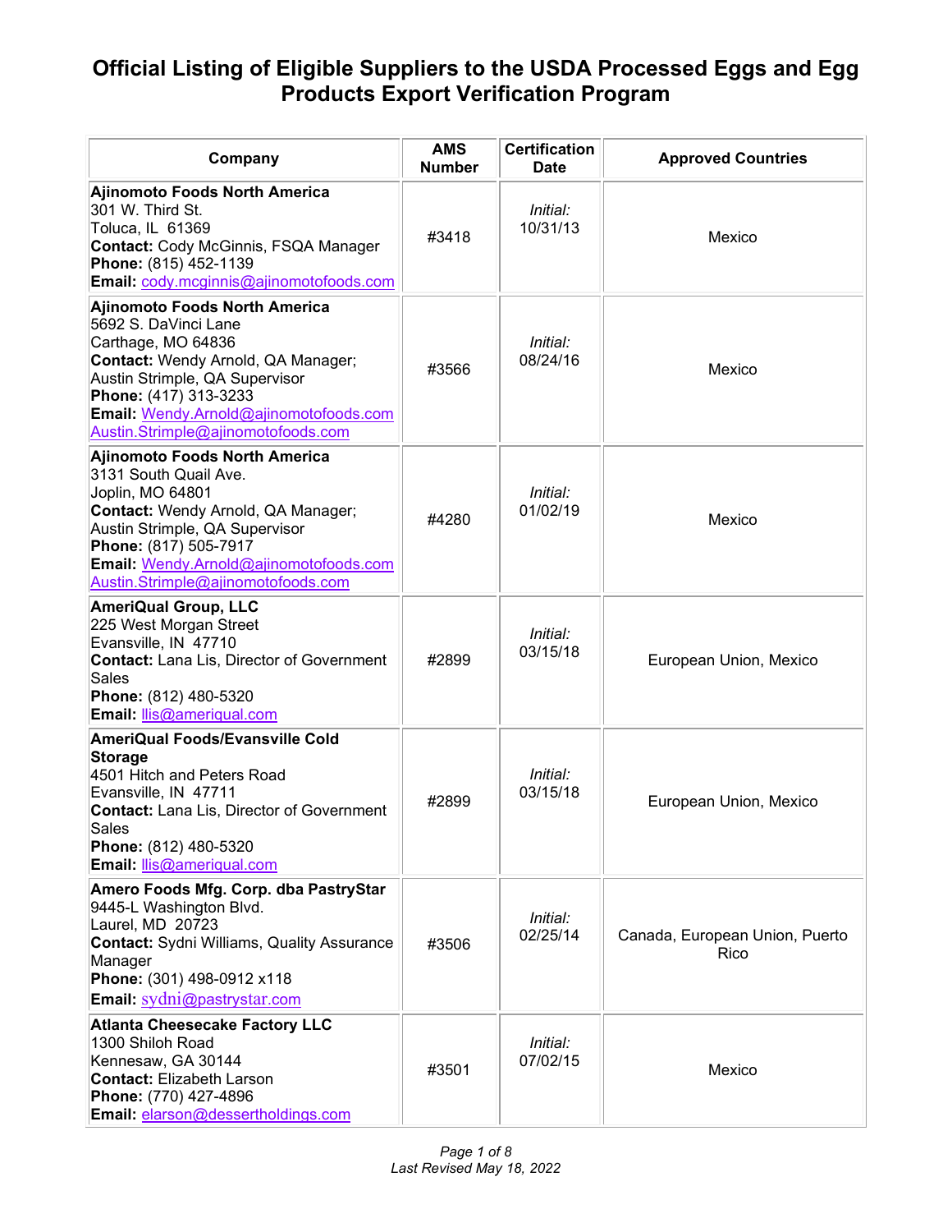# Official Listing of Eligible Suppliers to the USDA Processed Eggs and Egg Products Export Verification Program

| Company | AMS Number | Certification Date | Approved Countries |
|---|---|---|---|
| **Ajinomoto Foods North America**<br>301 W. Third St.<br>Toluca, IL 61369<br>**Contact:** Cody McGinnis, FSQA Manager<br>**Phone:** (815) 452-1139<br>**Email:** cody.mcginnis@ajinomotofoods.com | #3418 | *Initial:* 10/31/13 | Mexico |
| **Ajinomoto Foods North America**<br>5692 S. DaVinci Lane<br>Carthage, MO 64836<br>**Contact:** Wendy Arnold, QA Manager; Austin Strimple, QA Supervisor<br>**Phone:** (417) 313-3233<br>**Email:** Wendy.Arnold@ajinomotofoods.com Austin.Strimple@ajinomotofoods.com | #3566 | *Initial:* 08/24/16 | Mexico |
| **Ajinomoto Foods North America**<br>3131 South Quail Ave.<br>Joplin, MO 64801<br>**Contact:** Wendy Arnold, QA Manager; Austin Strimple, QA Supervisor<br>**Phone:** (817) 505-7917<br>**Email:** Wendy.Arnold@ajinomotofoods.com Austin.Strimple@ajinomotofoods.com | #4280 | *Initial:* 01/02/19 | Mexico |
| **AmeriQual Group, LLC**<br>225 West Morgan Street<br>Evansville, IN 47710<br>**Contact:** Lana Lis, Director of Government Sales<br>**Phone:** (812) 480-5320<br>**Email:** llis@ameriqual.com | #2899 | *Initial:* 03/15/18 | European Union, Mexico |
| **AmeriQual Foods/Evansville Cold Storage**<br>4501 Hitch and Peters Road<br>Evansville, IN 47711<br>**Contact:** Lana Lis, Director of Government Sales<br>**Phone:** (812) 480-5320<br>**Email:** llis@ameriqual.com | #2899 | *Initial:* 03/15/18 | European Union, Mexico |
| **Amero Foods Mfg. Corp. dba PastryStar**<br>9445-L Washington Blvd.<br>Laurel, MD 20723<br>**Contact:** Sydni Williams, Quality Assurance Manager<br>**Phone:** (301) 498-0912 x118<br>**Email:** sydni@pastrystar.com | #3506 | *Initial:* 02/25/14 | Canada, European Union, Puerto Rico |
| **Atlanta Cheesecake Factory LLC**<br>1300 Shiloh Road<br>Kennesaw, GA 30144<br>**Contact:** Elizabeth Larson<br>**Phone:** (770) 427-4896<br>**Email:** elarson@dessertholdings.com | #3501 | *Initial:* 07/02/15 | Mexico |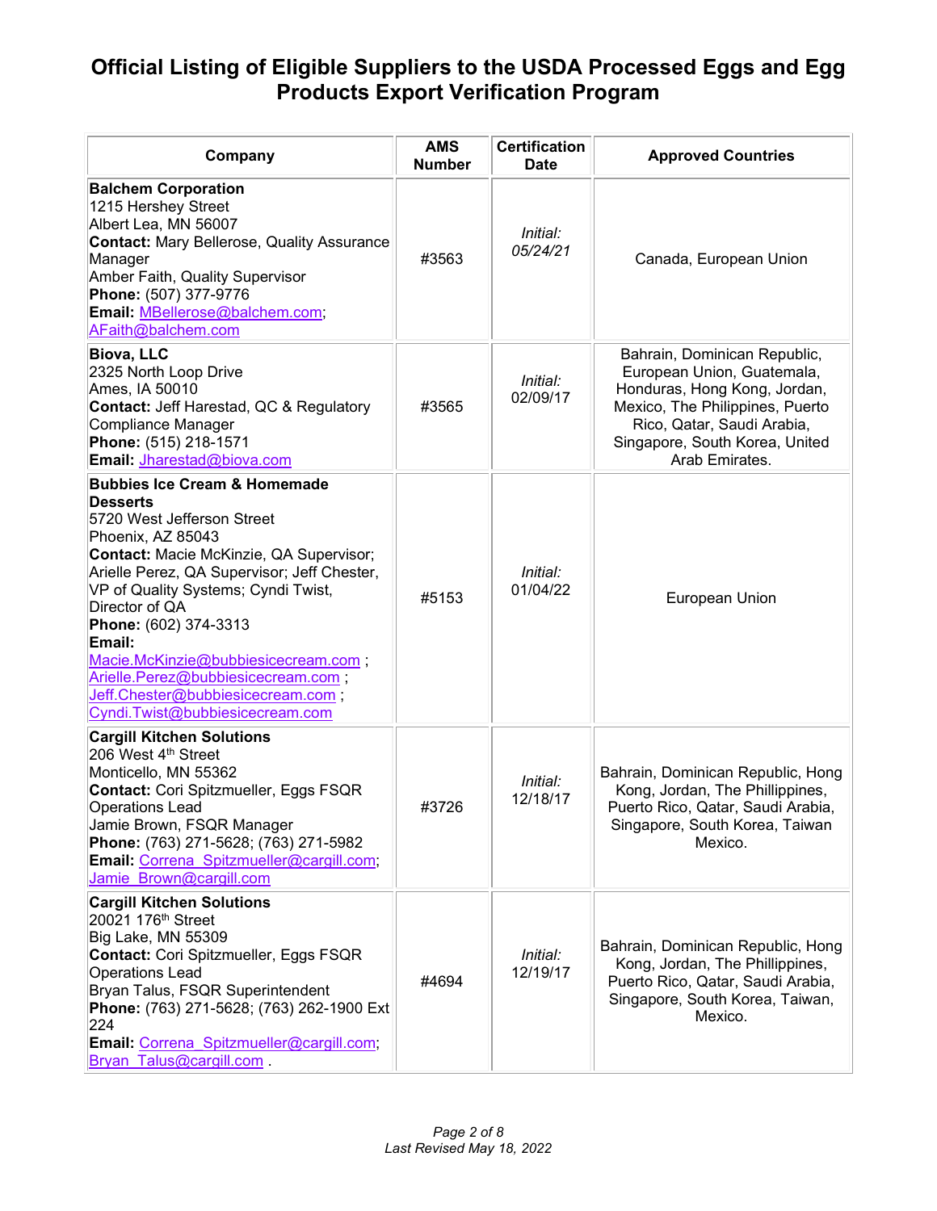# Official Listing of Eligible Suppliers to the USDA Processed Eggs and Egg Products Export Verification Program

| Company | AMS Number | Certification Date | Approved Countries |
|---|---|---|---|
| **Balchem Corporation**<br>1215 Hershey Street<br>Albert Lea, MN 56007<br>**Contact:** Mary Bellerose, Quality Assurance Manager<br>Amber Faith, Quality Supervisor<br>**Phone:** (507) 377-9776<br>**Email:** MBellerose@balchem.com; AFaith@balchem.com | #3563 | *Initial: 05/24/21* | Canada, European Union |
| **Biova, LLC**<br>2325 North Loop Drive<br>Ames, IA 50010<br>**Contact:** Jeff Harestad, QC & Regulatory Compliance Manager<br>**Phone:** (515) 218-1571<br>**Email:** Jharestad@biova.com | #3565 | *Initial:* 02/09/17 | Bahrain, Dominican Republic, European Union, Guatemala, Honduras, Hong Kong, Jordan, Mexico, The Philippines, Puerto Rico, Qatar, Saudi Arabia, Singapore, South Korea, United Arab Emirates. |
| **Bubbies Ice Cream & Homemade Desserts**<br>5720 West Jefferson Street<br>Phoenix, AZ 85043<br>**Contact:** Macie McKinzie, QA Supervisor; Arielle Perez, QA Supervisor; Jeff Chester, VP of Quality Systems; Cyndi Twist, Director of QA<br>**Phone:** (602) 374-3313<br>**Email:** Macie.McKinzie@bubbiesicecream.com ; Arielle.Perez@bubbiesicecream.com ; Jeff.Chester@bubbiesicecream.com ; Cyndi.Twist@bubbiesicecream.com | #5153 | *Initial:* 01/04/22 | European Union |
| **Cargill Kitchen Solutions**<br>206 West 4th Street<br>Monticello, MN 55362<br>**Contact:** Cori Spitzmueller, Eggs FSQR Operations Lead<br>Jamie Brown, FSQR Manager<br>**Phone:** (763) 271-5628; (763) 271-5982<br>**Email:** Correna_Spitzmueller@cargill.com; Jamie_Brown@cargill.com | #3726 | *Initial:* 12/18/17 | Bahrain, Dominican Republic, Hong Kong, Jordan, The Phillippines, Puerto Rico, Qatar, Saudi Arabia, Singapore, South Korea, Taiwan Mexico. |
| **Cargill Kitchen Solutions**<br>20021 176th Street<br>Big Lake, MN 55309<br>**Contact:** Cori Spitzmueller, Eggs FSQR Operations Lead<br>Bryan Talus, FSQR Superintendent<br>**Phone:** (763) 271-5628; (763) 262-1900 Ext 224<br>**Email:** Correna_Spitzmueller@cargill.com; Bryan_Talus@cargill.com . | #4694 | *Initial:* 12/19/17 | Bahrain, Dominican Republic, Hong Kong, Jordan, The Phillippines, Puerto Rico, Qatar, Saudi Arabia, Singapore, South Korea, Taiwan, Mexico. |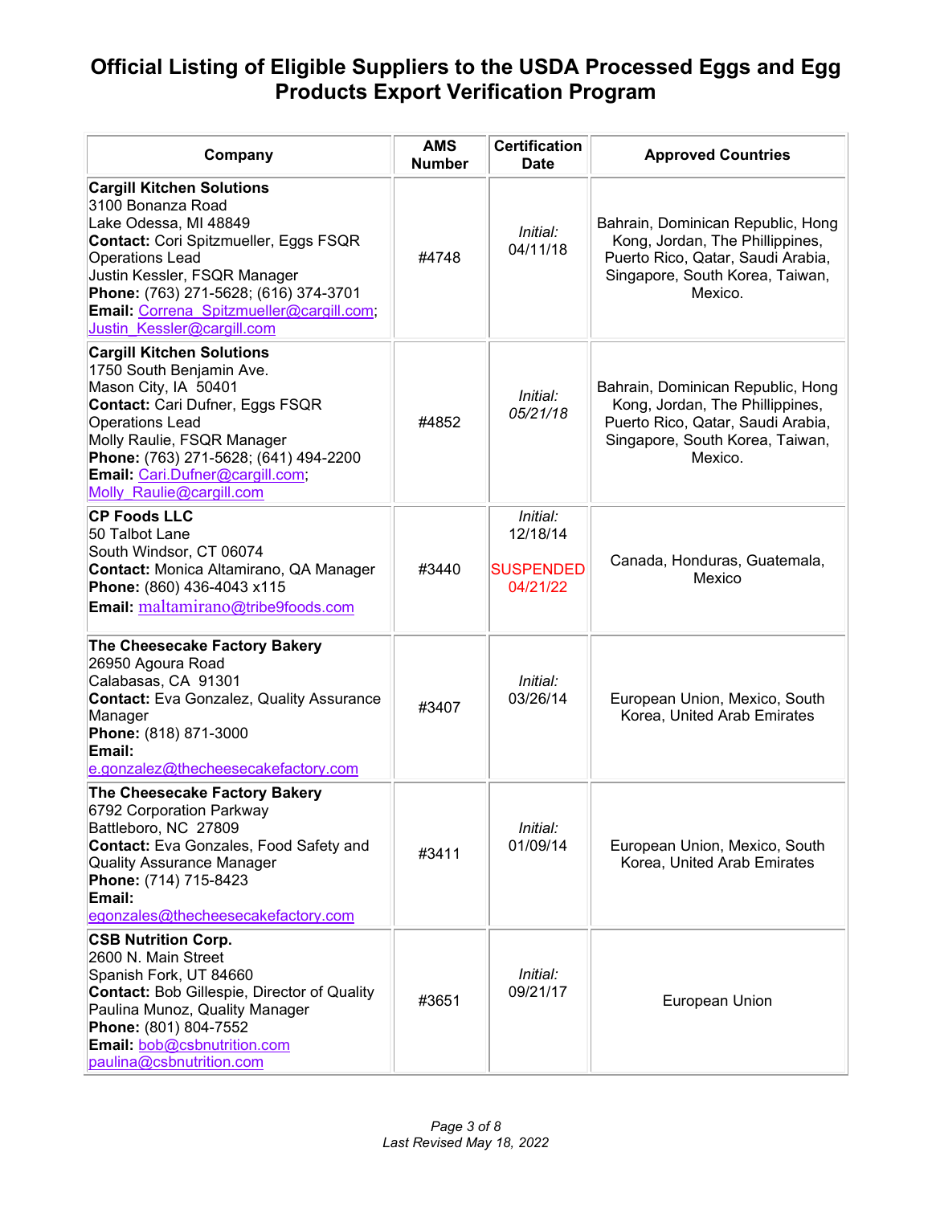# Official Listing of Eligible Suppliers to the USDA Processed Eggs and Egg Products Export Verification Program

| Company | AMS Number | Certification Date | Approved Countries |
|---|---|---|---|
| **Cargill Kitchen Solutions**<br>3100 Bonanza Road<br>Lake Odessa, MI 48849<br>**Contact:** Cori Spitzmueller, Eggs FSQR Operations Lead<br>Justin Kessler, FSQR Manager<br>**Phone:** (763) 271-5628; (616) 374-3701<br>**Email:** Correna_Spitzmueller@cargill.com; Justin_Kessler@cargill.com | #4748 | *Initial:*<br>04/11/18 | Bahrain, Dominican Republic, Hong Kong, Jordan, The Phillippines, Puerto Rico, Qatar, Saudi Arabia, Singapore, South Korea, Taiwan, Mexico. |
| **Cargill Kitchen Solutions**<br>1750 South Benjamin Ave.<br>Mason City, IA 50401<br>**Contact:** Cari Dufner, Eggs FSQR Operations Lead<br>Molly Raulie, FSQR Manager<br>**Phone:** (763) 271-5628; (641) 494-2200<br>**Email:** Cari.Dufner@cargill.com; Molly_Raulie@cargill.com | #4852 | *Initial:*<br>*05/21/18* | Bahrain, Dominican Republic, Hong Kong, Jordan, The Phillippines, Puerto Rico, Qatar, Saudi Arabia, Singapore, South Korea, Taiwan, Mexico. |
| **CP Foods LLC**<br>50 Talbot Lane<br>South Windsor, CT 06074<br>**Contact:** Monica Altamirano, QA Manager<br>**Phone:** (860) 436-4043 x115<br>**Email:** maltamirano@tribe9foods.com | #3440 | *Initial:*<br>12/18/14<br>SUSPENDED<br>04/21/22 | Canada, Honduras, Guatemala, Mexico |
| **The Cheesecake Factory Bakery**<br>26950 Agoura Road<br>Calabasas, CA 91301<br>**Contact:** Eva Gonzalez, Quality Assurance Manager<br>**Phone:** (818) 871-3000<br>**Email:** e.gonzalez@thecheesecakefactory.com | #3407 | *Initial:*<br>03/26/14 | European Union, Mexico, South Korea, United Arab Emirates |
| **The Cheesecake Factory Bakery**<br>6792 Corporation Parkway<br>Battleboro, NC 27809<br>**Contact:** Eva Gonzales, Food Safety and Quality Assurance Manager<br>**Phone:** (714) 715-8423<br>**Email:** egonzales@thecheesecakefactory.com | #3411 | *Initial:*<br>01/09/14 | European Union, Mexico, South Korea, United Arab Emirates |
| **CSB Nutrition Corp.**<br>2600 N. Main Street<br>Spanish Fork, UT 84660<br>**Contact:** Bob Gillespie, Director of Quality<br>Paulina Munoz, Quality Manager<br>**Phone:** (801) 804-7552<br>**Email:** bob@csbnutrition.com<br>paulina@csbnutrition.com | #3651 | *Initial:*<br>09/21/17 | European Union |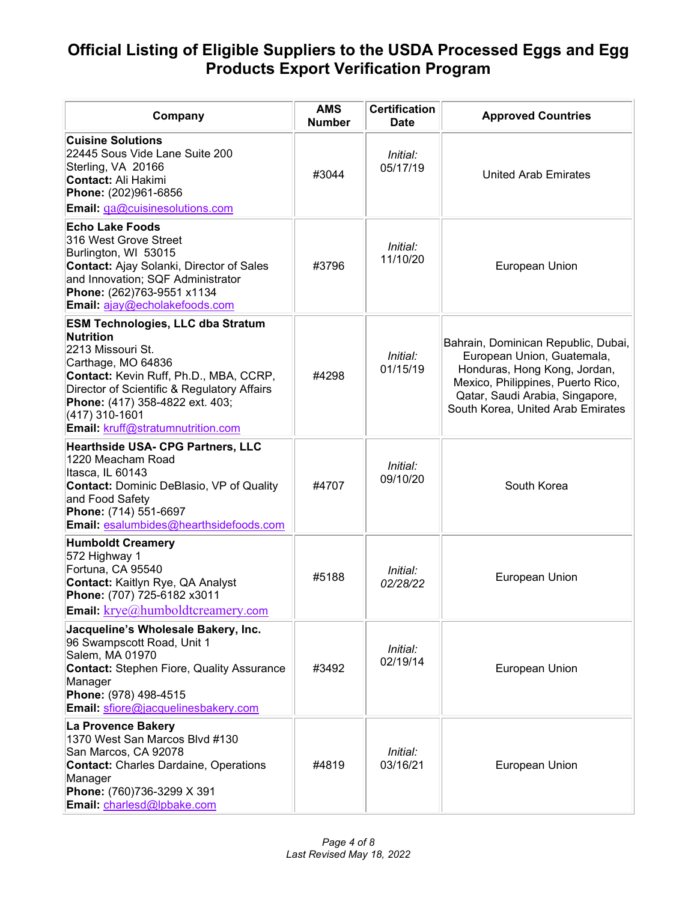# Official Listing of Eligible Suppliers to the USDA Processed Eggs and Egg Products Export Verification Program

| Company | AMS Number | Certification Date | Approved Countries |
|---|---|---|---|
| **Cuisine Solutions**<br>22445 Sous Vide Lane Suite 200<br>Sterling, VA 20166<br>**Contact:** Ali Hakimi<br>**Phone:** (202)961-6856<br>**Email:** qa@cuisinesolutions.com | #3044 | *Initial:* 05/17/19 | United Arab Emirates |
| **Echo Lake Foods**<br>316 West Grove Street<br>Burlington, WI 53015<br>**Contact:** Ajay Solanki, Director of Sales and Innovation; SQF Administrator<br>**Phone:** (262)763-9551 x1134<br>**Email:** ajay@echolakefoods.com | #3796 | *Initial:* 11/10/20 | European Union |
| **ESM Technologies, LLC dba Stratum Nutrition**<br>2213 Missouri St.<br>Carthage, MO 64836<br>**Contact:** Kevin Ruff, Ph.D., MBA, CCRP, Director of Scientific & Regulatory Affairs<br>**Phone:** (417) 358-4822 ext. 403; (417) 310-1601<br>**Email:** kruff@stratumnutrition.com | #4298 | *Initial:* 01/15/19 | Bahrain, Dominican Republic, Dubai, European Union, Guatemala, Honduras, Hong Kong, Jordan, Mexico, Philippines, Puerto Rico, Qatar, Saudi Arabia, Singapore, South Korea, United Arab Emirates |
| **Hearthside USA- CPG Partners, LLC**<br>1220 Meacham Road<br>Itasca, IL 60143<br>**Contact:** Dominic DeBlasio, VP of Quality and Food Safety<br>**Phone:** (714) 551-6697<br>**Email:** esalumbides@hearthsidefoods.com | #4707 | *Initial:* 09/10/20 | South Korea |
| **Humboldt Creamery**<br>572 Highway 1<br>Fortuna, CA 95540<br>**Contact:** Kaitlyn Rye, QA Analyst<br>**Phone:** (707) 725-6182 x3011<br>**Email:** krye@humboldtcreamery.com | #5188 | *Initial:* *02/28/22* | European Union |
| **Jacqueline's Wholesale Bakery, Inc.**<br>96 Swampscott Road, Unit 1<br>Salem, MA 01970<br>**Contact:** Stephen Fiore, Quality Assurance Manager<br>**Phone:** (978) 498-4515<br>**Email:** sfiore@jacquelinesbakery.com | #3492 | *Initial:* 02/19/14 | European Union |
| **La Provence Bakery**<br>1370 West San Marcos Blvd #130<br>San Marcos, CA 92078<br>**Contact:** Charles Dardaine, Operations Manager<br>**Phone:** (760)736-3299 X 391<br>**Email:** charlesd@lpbake.com | #4819 | *Initial:* 03/16/21 | European Union |

*Last Revised May 18, 2022*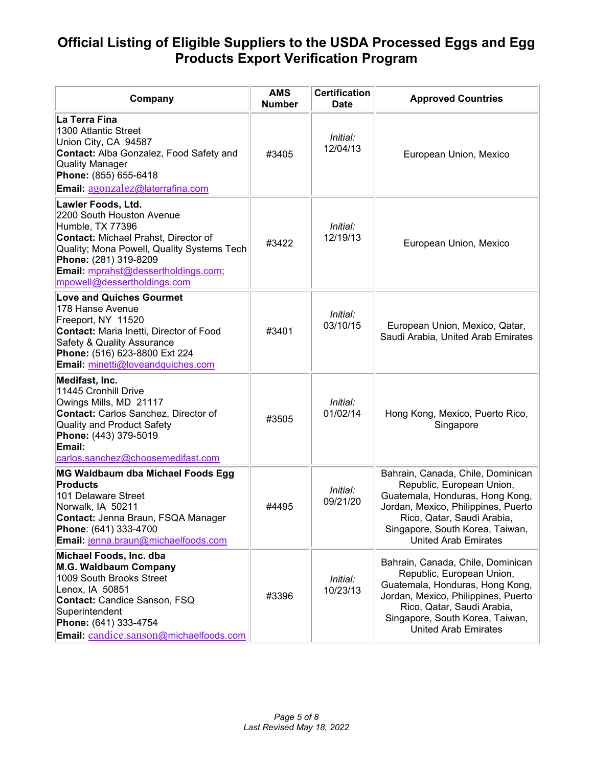# Official Listing of Eligible Suppliers to the USDA Processed Eggs and Egg Products Export Verification Program

| Company | AMS Number | Certification Date | Approved Countries |
|---|---|---|---|
| **La Terra Fina**<br>1300 Atlantic Street<br>Union City, CA 94587<br>**Contact:** Alba Gonzalez, Food Safety and Quality Manager<br>**Phone:** (855) 655-6418<br>**Email:** agonzalez@laterrafina.com | #3405 | *Initial:* 12/04/13 | European Union, Mexico |
| **Lawler Foods, Ltd.**<br>2200 South Houston Avenue<br>Humble, TX 77396<br>**Contact:** Michael Prahst, Director of Quality; Mona Powell, Quality Systems Tech<br>**Phone:** (281) 319-8209<br>**Email:** mprahst@dessertholdings.com; mpowell@dessertholdings.com | #3422 | *Initial:* 12/19/13 | European Union, Mexico |
| **Love and Quiches Gourmet**<br>178 Hanse Avenue<br>Freeport, NY 11520<br>**Contact:** Maria Inetti, Director of Food Safety & Quality Assurance<br>**Phone:** (516) 623-8800 Ext 224<br>**Email:** minetti@loveandquiches.com | #3401 | *Initial:* 03/10/15 | European Union, Mexico, Qatar, Saudi Arabia, United Arab Emirates |
| **Medifast, Inc.**<br>11445 Cronhill Drive<br>Owings Mills, MD 21117<br>**Contact:** Carlos Sanchez, Director of Quality and Product Safety<br>**Phone:** (443) 379-5019<br>**Email:** carlos.sanchez@choosemedifast.com | #3505 | *Initial:* 01/02/14 | Hong Kong, Mexico, Puerto Rico, Singapore |
| **MG Waldbaum dba Michael Foods Egg Products**<br>101 Delaware Street<br>Norwalk, IA 50211<br>**Contact:** Jenna Braun, FSQA Manager<br>**Phone**: (641) 333-4700<br>**Email:** jenna.braun@michaelfoods.com | #4495 | *Initial:* 09/21/20 | Bahrain, Canada, Chile, Dominican Republic, European Union, Guatemala, Honduras, Hong Kong, Jordan, Mexico, Philippines, Puerto Rico, Qatar, Saudi Arabia, Singapore, South Korea, Taiwan, United Arab Emirates |
| **Michael Foods, Inc. dba M.G. Waldbaum Company**<br>1009 South Brooks Street<br>Lenox, IA 50851<br>**Contact:** Candice Sanson, FSQ Superintendent<br>**Phone:** (641) 333-4754<br>**Email:** candice.sanson@michaelfoods.com | #3396 | *Initial:* 10/23/13 | Bahrain, Canada, Chile, Dominican Republic, European Union, Guatemala, Honduras, Hong Kong, Jordan, Mexico, Philippines, Puerto Rico, Qatar, Saudi Arabia, Singapore, South Korea, Taiwan, United Arab Emirates |

*Last Revised May 18, 2022*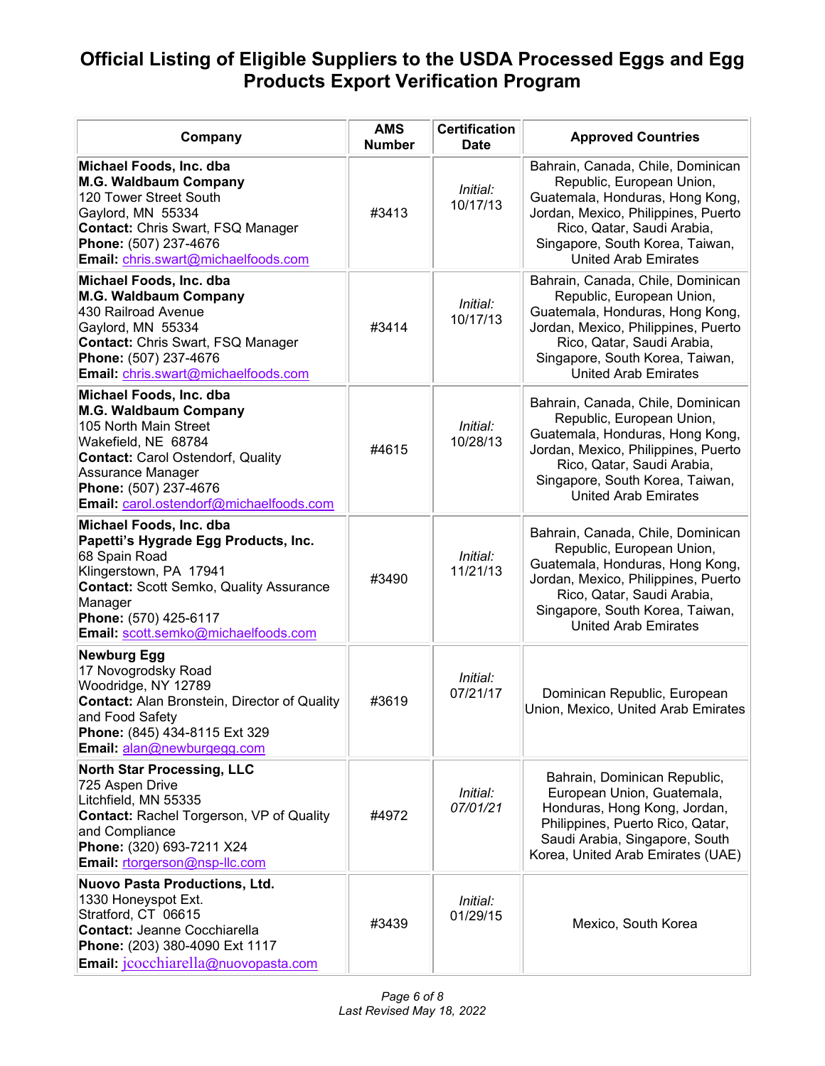# Official Listing of Eligible Suppliers to the USDA Processed Eggs and Egg Products Export Verification Program

| Company | AMS Number | Certification Date | Approved Countries |
|---|---|---|---|
| **Michael Foods, Inc. dba**<br>**M.G. Waldbaum Company**<br>120 Tower Street South<br>Gaylord, MN 55334<br>**Contact:** Chris Swart, FSQ Manager<br>**Phone:** (507) 237-4676<br>**Email:** chris.swart@michaelfoods.com | #3413 | *Initial:* 10/17/13 | Bahrain, Canada, Chile, Dominican Republic, European Union, Guatemala, Honduras, Hong Kong, Jordan, Mexico, Philippines, Puerto Rico, Qatar, Saudi Arabia, Singapore, South Korea, Taiwan, United Arab Emirates |
| **Michael Foods, Inc. dba**<br>**M.G. Waldbaum Company**<br>430 Railroad Avenue<br>Gaylord, MN 55334<br>**Contact:** Chris Swart, FSQ Manager<br>**Phone:** (507) 237-4676<br>**Email:** chris.swart@michaelfoods.com | #3414 | *Initial:* 10/17/13 | Bahrain, Canada, Chile, Dominican Republic, European Union, Guatemala, Honduras, Hong Kong, Jordan, Mexico, Philippines, Puerto Rico, Qatar, Saudi Arabia, Singapore, South Korea, Taiwan, United Arab Emirates |
| **Michael Foods, Inc. dba**<br>**M.G. Waldbaum Company**<br>105 North Main Street<br>Wakefield, NE 68784<br>**Contact:** Carol Ostendorf, Quality Assurance Manager<br>**Phone:** (507) 237-4676<br>**Email:** carol.ostendorf@michaelfoods.com | #4615 | *Initial:* 10/28/13 | Bahrain, Canada, Chile, Dominican Republic, European Union, Guatemala, Honduras, Hong Kong, Jordan, Mexico, Philippines, Puerto Rico, Qatar, Saudi Arabia, Singapore, South Korea, Taiwan, United Arab Emirates |
| **Michael Foods, Inc. dba**<br>**Papetti's Hygrade Egg Products, Inc.**<br>68 Spain Road<br>Klingerstown, PA 17941<br>**Contact:** Scott Semko, Quality Assurance Manager<br>**Phone:** (570) 425-6117<br>**Email:** scott.semko@michaelfoods.com | #3490 | *Initial:* 11/21/13 | Bahrain, Canada, Chile, Dominican Republic, European Union, Guatemala, Honduras, Hong Kong, Jordan, Mexico, Philippines, Puerto Rico, Qatar, Saudi Arabia, Singapore, South Korea, Taiwan, United Arab Emirates |
| **Newburg Egg**<br>17 Novogrodsky Road<br>Woodridge, NY 12789<br>**Contact:** Alan Bronstein, Director of Quality and Food Safety<br>**Phone:** (845) 434-8115 Ext 329<br>**Email:** alan@newburgegg.com | #3619 | *Initial:* 07/21/17 | Dominican Republic, European Union, Mexico, United Arab Emirates |
| **North Star Processing, LLC**<br>725 Aspen Drive<br>Litchfield, MN 55335<br>**Contact:** Rachel Torgerson, VP of Quality and Compliance<br>**Phone:** (320) 693-7211 X24<br>**Email:** rtorgerson@nsp-llc.com | #4972 | *Initial:* *07/01/21* | Bahrain, Dominican Republic, European Union, Guatemala, Honduras, Hong Kong, Jordan, Philippines, Puerto Rico, Qatar, Saudi Arabia, Singapore, South Korea, United Arab Emirates (UAE) |
| **Nuovo Pasta Productions, Ltd.**<br>1330 Honeyspot Ext.<br>Stratford, CT 06615<br>**Contact:** Jeanne Cocchiarella<br>**Phone:** (203) 380-4090 Ext 1117<br>**Email:** jcocchiarella@nuovopasta.com | #3439 | *Initial:* 01/29/15 | Mexico, South Korea |

*Last Revised May 18, 2022*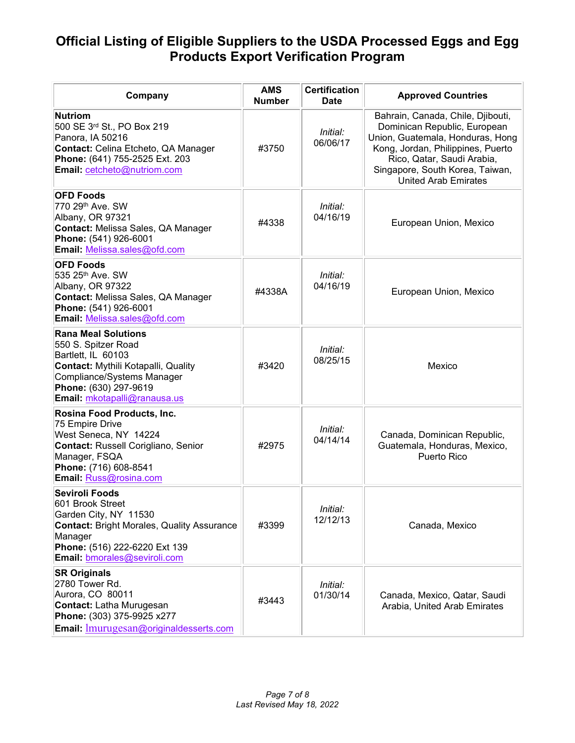# Official Listing of Eligible Suppliers to the USDA Processed Eggs and Egg Products Export Verification Program

| Company | AMS Number | Certification Date | Approved Countries |
|---|---|---|---|
| **Nutriom**<br>500 SE 3rd St., PO Box 219<br>Panora, IA 50216<br>**Contact:** Celina Etcheto, QA Manager<br>**Phone:** (641) 755-2525 Ext. 203<br>**Email:** cetcheto@nutriom.com | #3750 | *Initial:* 06/06/17 | Bahrain, Canada, Chile, Djibouti, Dominican Republic, European Union, Guatemala, Honduras, Hong Kong, Jordan, Philippines, Puerto Rico, Qatar, Saudi Arabia, Singapore, South Korea, Taiwan, United Arab Emirates |
| **OFD Foods**<br>770 29th Ave. SW<br>Albany, OR 97321<br>**Contact:** Melissa Sales, QA Manager<br>**Phone:** (541) 926-6001<br>**Email:** Melissa.sales@ofd.com | #4338 | *Initial:* 04/16/19 | European Union, Mexico |
| **OFD Foods**<br>535 25th Ave. SW<br>Albany, OR 97322<br>**Contact:** Melissa Sales, QA Manager<br>**Phone:** (541) 926-6001<br>**Email:** Melissa.sales@ofd.com | #4338A | *Initial:* 04/16/19 | European Union, Mexico |
| **Rana Meal Solutions**<br>550 S. Spitzer Road<br>Bartlett, IL 60103<br>**Contact:** Mythili Kotapalli, Quality Compliance/Systems Manager<br>**Phone:** (630) 297-9619<br>**Email:** mkotapalli@ranausa.us | #3420 | *Initial:* 08/25/15 | Mexico |
| **Rosina Food Products, Inc.**<br>75 Empire Drive<br>West Seneca, NY 14224<br>**Contact:** Russell Corigliano, Senior Manager, FSQA<br>**Phone:** (716) 608-8541<br>**Email:** Russ@rosina.com | #2975 | *Initial:* 04/14/14 | Canada, Dominican Republic, Guatemala, Honduras, Mexico, Puerto Rico |
| **Seviroli Foods**<br>601 Brook Street<br>Garden City, NY 11530<br>**Contact:** Bright Morales, Quality Assurance Manager<br>**Phone:** (516) 222-6220 Ext 139<br>**Email:** bmorales@seviroli.com | #3399 | *Initial:* 12/12/13 | Canada, Mexico |
| **SR Originals**<br>2780 Tower Rd.<br>Aurora, CO 80011<br>**Contact:** Latha Murugesan<br>**Phone:** (303) 375-9925 x277<br>**Email:** lmurugesan@originaldesserts.com | #3443 | *Initial:* 01/30/14 | Canada, Mexico, Qatar, Saudi Arabia, United Arab Emirates |

*Last Revised May 18, 2022*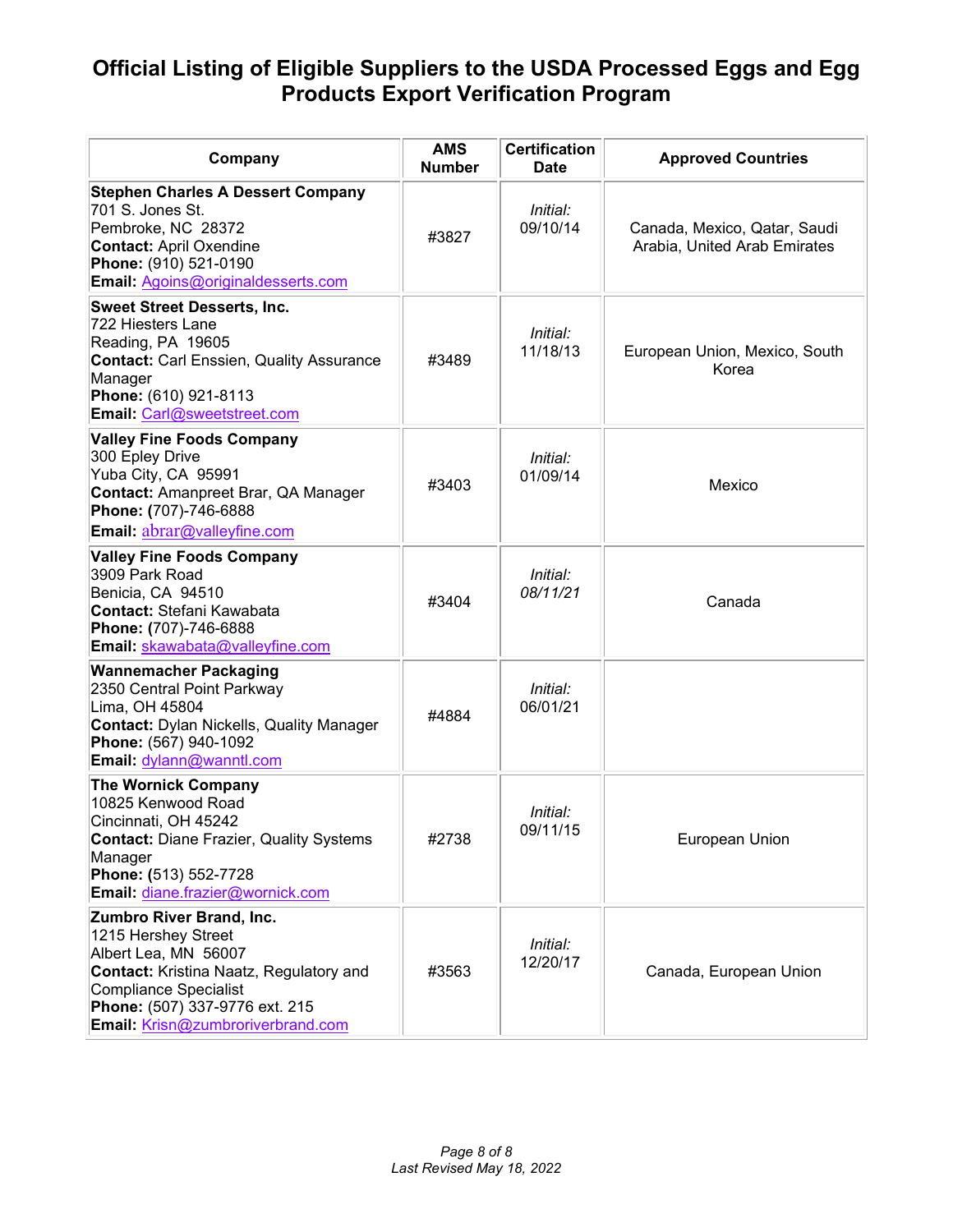# Official Listing of Eligible Suppliers to the USDA Processed Eggs and Egg Products Export Verification Program

| Company | AMS Number | Certification Date | Approved Countries |
|---|---|---|---|
| **Stephen Charles A Dessert Company**<br>701 S. Jones St.<br>Pembroke, NC 28372<br>**Contact:** April Oxendine<br>**Phone:** (910) 521-0190<br>**Email:** Agoins@originaldesserts.com | #3827 | *Initial:*<br>09/10/14 | Canada, Mexico, Qatar, Saudi Arabia, United Arab Emirates |
| **Sweet Street Desserts, Inc.**<br>722 Hiesters Lane<br>Reading, PA 19605<br>**Contact:** Carl Enssien, Quality Assurance Manager<br>**Phone:** (610) 921-8113<br>**Email:** Carl@sweetstreet.com | #3489 | *Initial:*<br>11/18/13 | European Union, Mexico, South Korea |
| **Valley Fine Foods Company**<br>300 Epley Drive<br>Yuba City, CA 95991<br>**Contact:** Amanpreet Brar, QA Manager<br>**Phone:** (707)-746-6888<br>**Email:** abrar@valleyfine.com | #3403 | *Initial:*<br>01/09/14 | Mexico |
| **Valley Fine Foods Company**<br>3909 Park Road<br>Benicia, CA 94510<br>**Contact:** Stefani Kawabata<br>**Phone:** (707)-746-6888<br>**Email:** skawabata@valleyfine.com | #3404 | *Initial:*<br>*08/11/21* | Canada |
| **Wannemacher Packaging**<br>2350 Central Point Parkway<br>Lima, OH 45804<br>**Contact:** Dylan Nickells, Quality Manager<br>**Phone:** (567) 940-1092<br>**Email:** dylann@wanntl.com | #4884 | *Initial:*<br>06/01/21 | |
| **The Wornick Company**<br>10825 Kenwood Road<br>Cincinnati, OH 45242<br>**Contact:** Diane Frazier, Quality Systems Manager<br>**Phone:** (513) 552-7728<br>**Email:** diane.frazier@wornick.com | #2738 | *Initial:*<br>09/11/15 | European Union |
| **Zumbro River Brand, Inc.**<br>1215 Hershey Street<br>Albert Lea, MN 56007<br>**Contact:** Kristina Naatz, Regulatory and Compliance Specialist<br>**Phone:** (507) 337-9776 ext. 215<br>**Email:** Krisn@zumbroriverbrand.com | #3563 | *Initial:*<br>12/20/17 | Canada, European Union |

*Last Revised May 18, 2022*